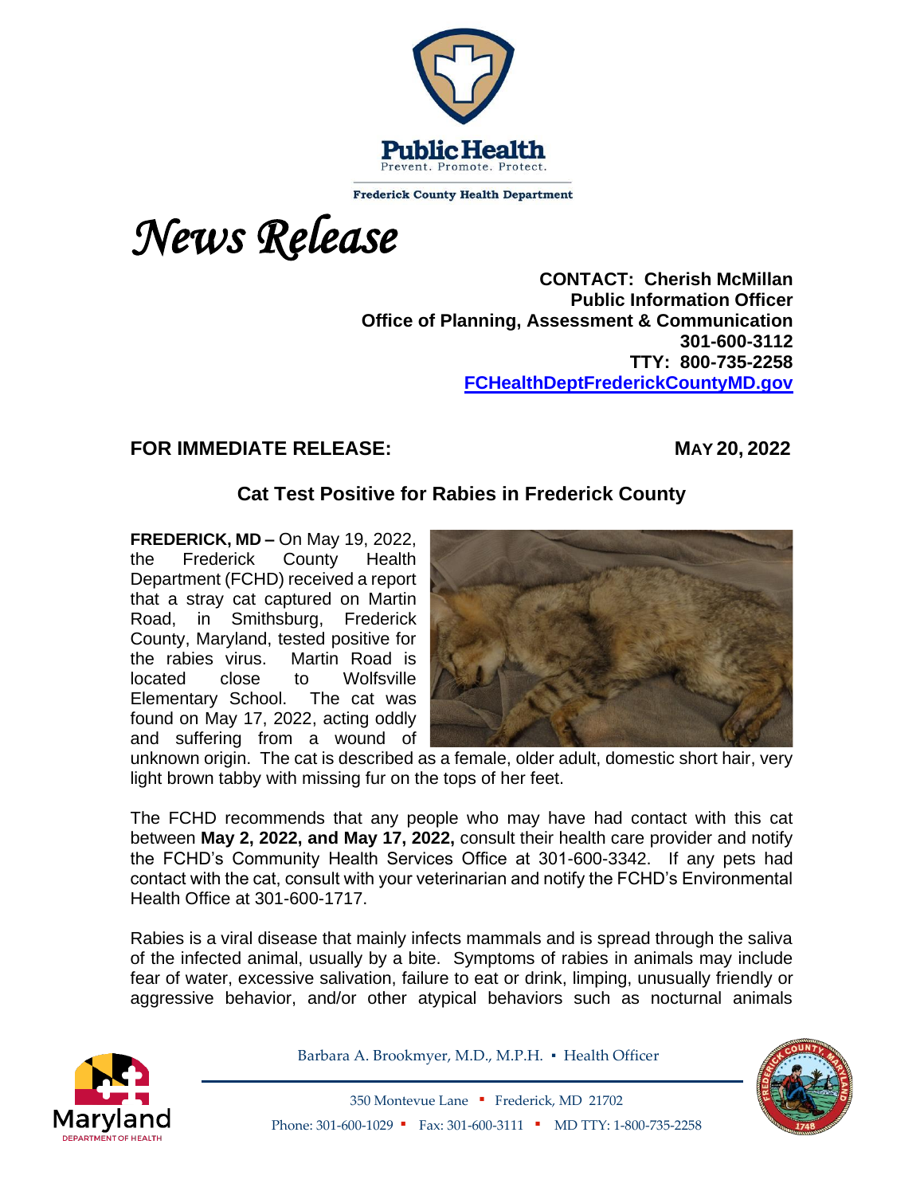Frederick County Health Department

*News Release*

**CONTACT: Cherish McMillan**
**Public Information Officer**
**Office of Planning, Assessment & Communication**
**301-600-3112**
**TTY: 800-735-2258**
**FCHealthDeptFrederickCountyMD.gov**

**FOR IMMEDIATE RELEASE:** **MAY 20, 2022**

## Cat Test Positive for Rabies in Frederick County

**FREDERICK, MD –** On May 19, 2022, the Frederick County Health Department (FCHD) received a report that a stray cat captured on Martin Road, in Smithsburg, Frederick County, Maryland, tested positive for the rabies virus. Martin Road is located close to Wolfsville Elementary School. The cat was found on May 17, 2022, acting oddly and suffering from a wound of unknown origin. The cat is described as a female, older adult, domestic short hair, very light brown tabby with missing fur on the tops of her feet.

The FCHD recommends that any people who may have had contact with this cat between **May 2, 2022, and May 17, 2022,** consult their health care provider and notify the FCHD's Community Health Services Office at 301-600-3342. If any pets had contact with the cat, consult with your veterinarian and notify the FCHD's Environmental Health Office at 301-600-1717.

Rabies is a viral disease that mainly infects mammals and is spread through the saliva of the infected animal, usually by a bite. Symptoms of rabies in animals may include fear of water, excessive salivation, failure to eat or drink, limping, unusually friendly or aggressive behavior, and/or other atypical behaviors such as nocturnal animals

Barbara A. Brookmyer, M.D., M.P.H. ▪ Health Officer

350 Montevue Lane ▪ Frederick, MD 21702
Phone: 301-600-1029 ▪ Fax: 301-600-3111 ▪ MD TTY: 1-800-735-2258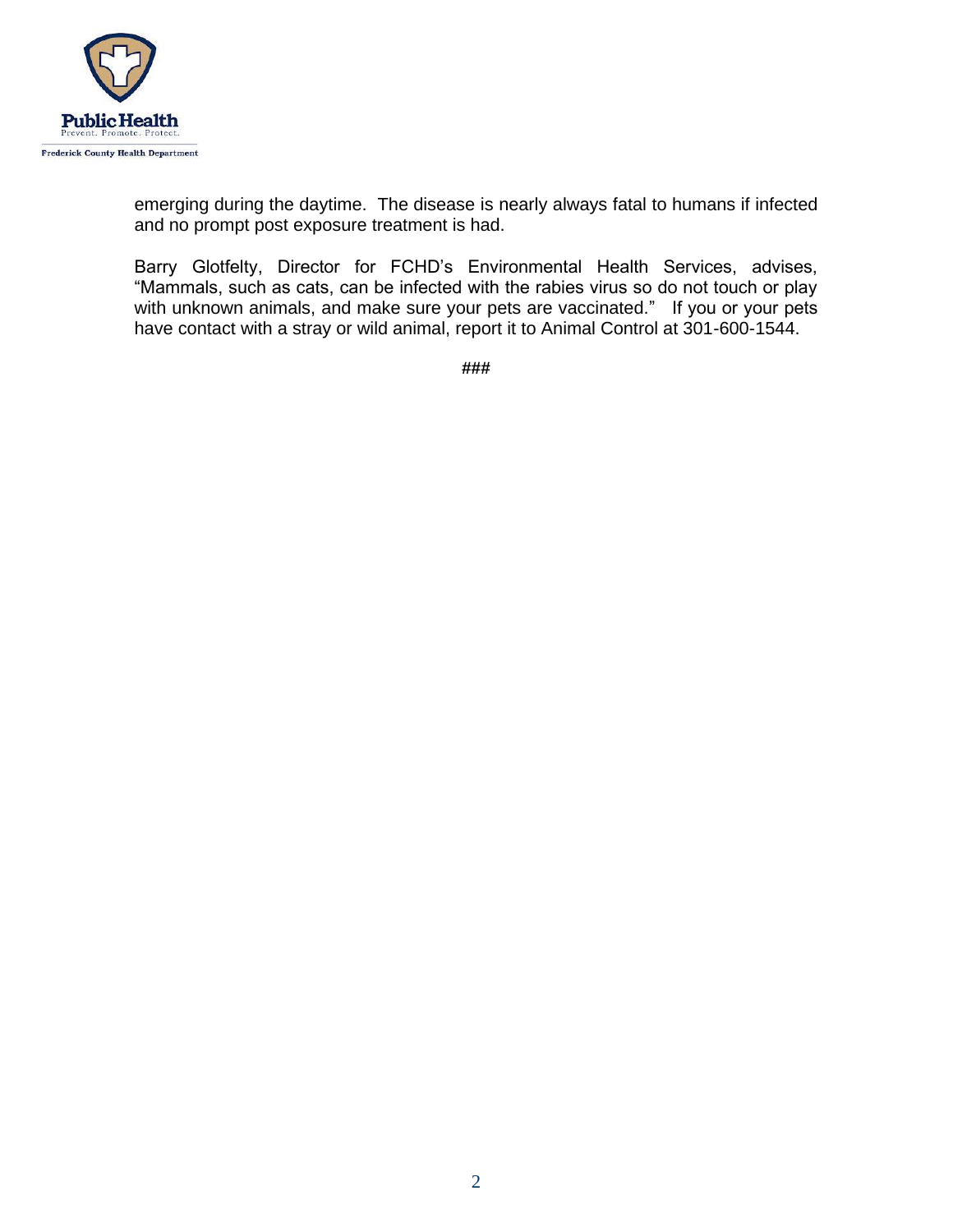emerging during the daytime. The disease is nearly always fatal to humans if infected and no prompt post exposure treatment is had.

Barry Glotfelty, Director for FCHD's Environmental Health Services, advises, "Mammals, such as cats, can be infected with the rabies virus so do not touch or play with unknown animals, and make sure your pets are vaccinated." If you or your pets have contact with a stray or wild animal, report it to Animal Control at 301-600-1544.

###